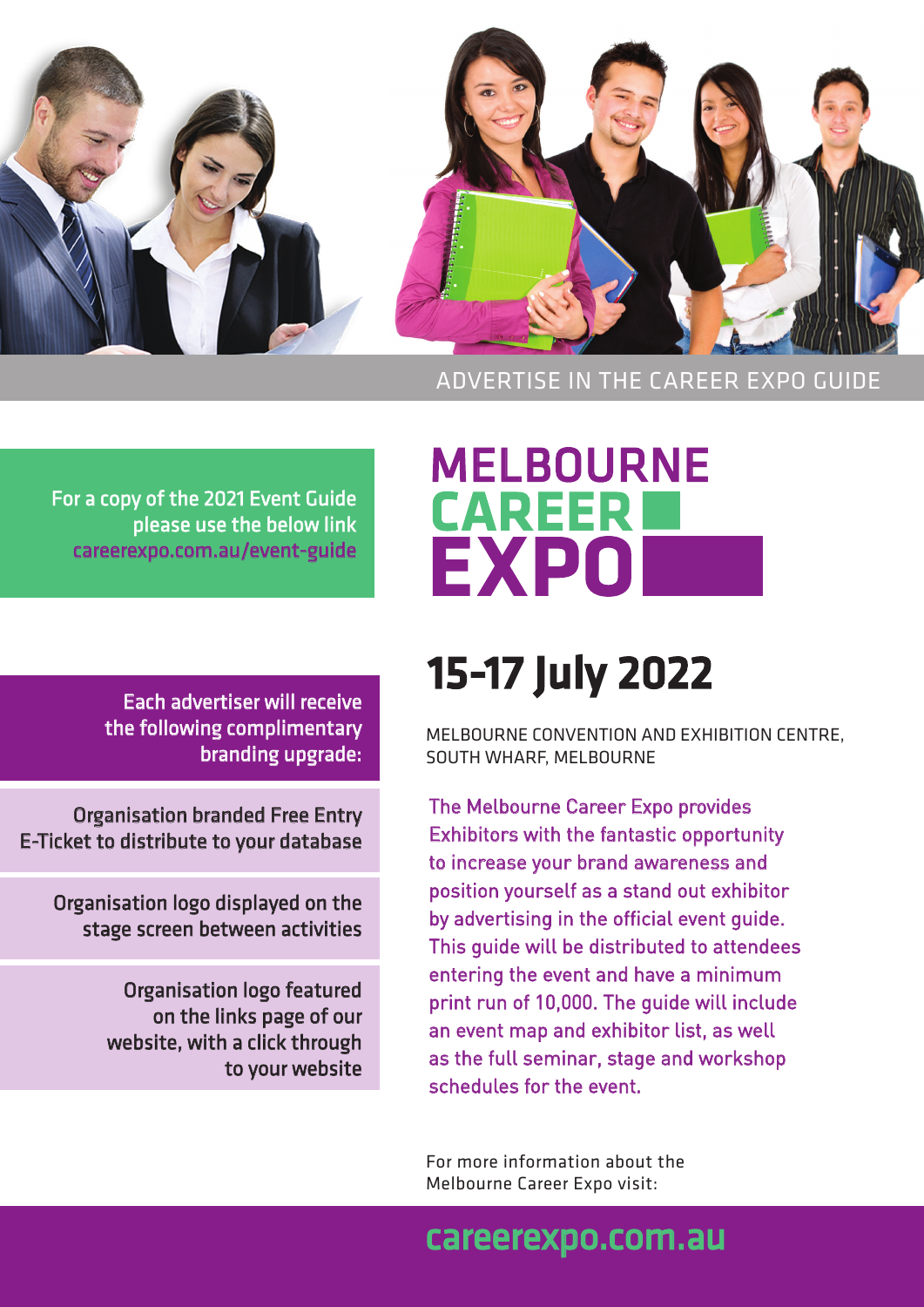ADVERTISE IN THE CAREER EXPO GUIDE

# MELBOURNE CAREER EXPO

For a copy of the 2021 Event Guide please use the below link careerexpo.com.au/event-guide

## 15-17 July 2022

MELBOURNE CONVENTION AND EXHIBITION CENTRE, SOUTH WHARF, MELBOURNE

The Melbourne Career Expo provides Exhibitors with the fantastic opportunity to increase your brand awareness and position yourself as a stand out exhibitor by advertising in the official event guide. This guide will be distributed to attendees entering the event and have a minimum print run of 10,000. The guide will include an event map and exhibitor list, as well as the full seminar, stage and workshop schedules for the event.

**Each advertiser will receive the following complimentary branding upgrade:**

- Organisation branded Free Entry E-Ticket to distribute to your database
- Organisation logo displayed on the stage screen between activities
- Organisation logo featured on the links page of our website, with a click through to your website

For more information about the Melbourne Career Expo visit:

**careerexpo.com.au**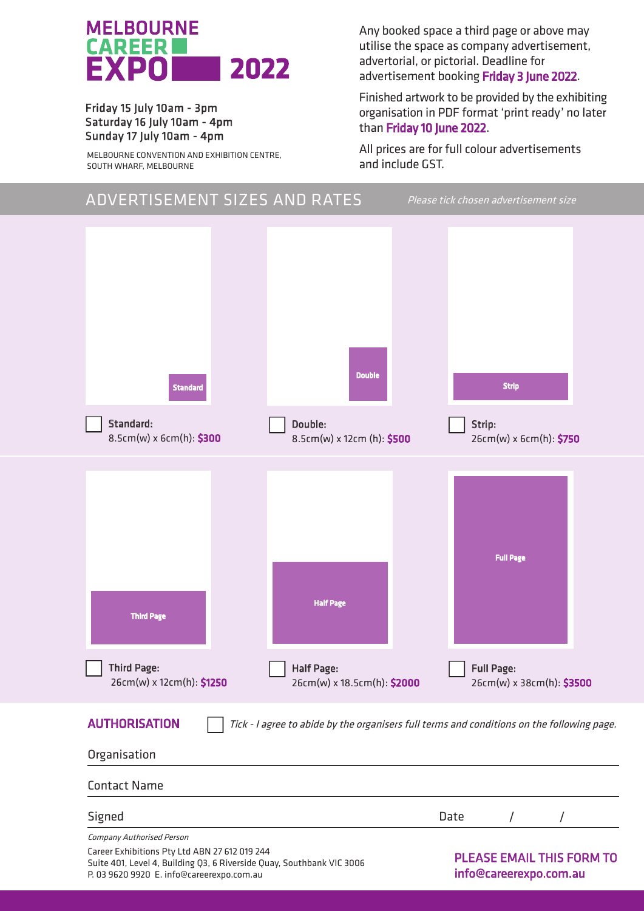# MELBOURNE CAREER EXPO 2022

Friday 15 July 10am - 3pm
Saturday 16 July 10am - 4pm
Sunday 17 July 10am - 4pm

MELBOURNE CONVENTION AND EXHIBITION CENTRE, SOUTH WHARF, MELBOURNE

Any booked space a third page or above may utilise the space as company advertisement, advertorial, or pictorial. Deadline for advertisement booking **Friday 3 June 2022**.

Finished artwork to be provided by the exhibiting organisation in PDF format 'print ready' no later than **Friday 10 June 2022**.

All prices are for full colour advertisements and include GST.

## ADVERTISEMENT SIZES AND RATES

*Please tick chosen advertisement size*

Standard

Double

Strip

☐ **Standard:** 8.5cm(w) x 6cm(h): **$300**

☐ **Double:** 8.5cm(w) x 12cm (h): **$500**

☐ **Strip:** 26cm(w) x 6cm(h): **$750**

Third Page

Half Page

Full Page

☐ **Third Page:** 26cm(w) x 12cm(h): **$1250**

☐ **Half Page:** 26cm(w) x 18.5cm(h): **$2000**

☐ **Full Page:** 26cm(w) x 38cm(h): **$3500**

## AUTHORISATION

☐ *Tick - I agree to abide by the organisers full terms and conditions on the following page.*

Organisation

Contact Name

Signed Date / /

*Company Authorised Person*

Career Exhibitions Pty Ltd ABN 27 612 019 244
Suite 401, Level 4, Building Q3, 6 Riverside Quay, Southbank VIC 3006
P. 03 9620 9920 E. info@careerexpo.com.au

**PLEASE EMAIL THIS FORM TO info@careerexpo.com.au**